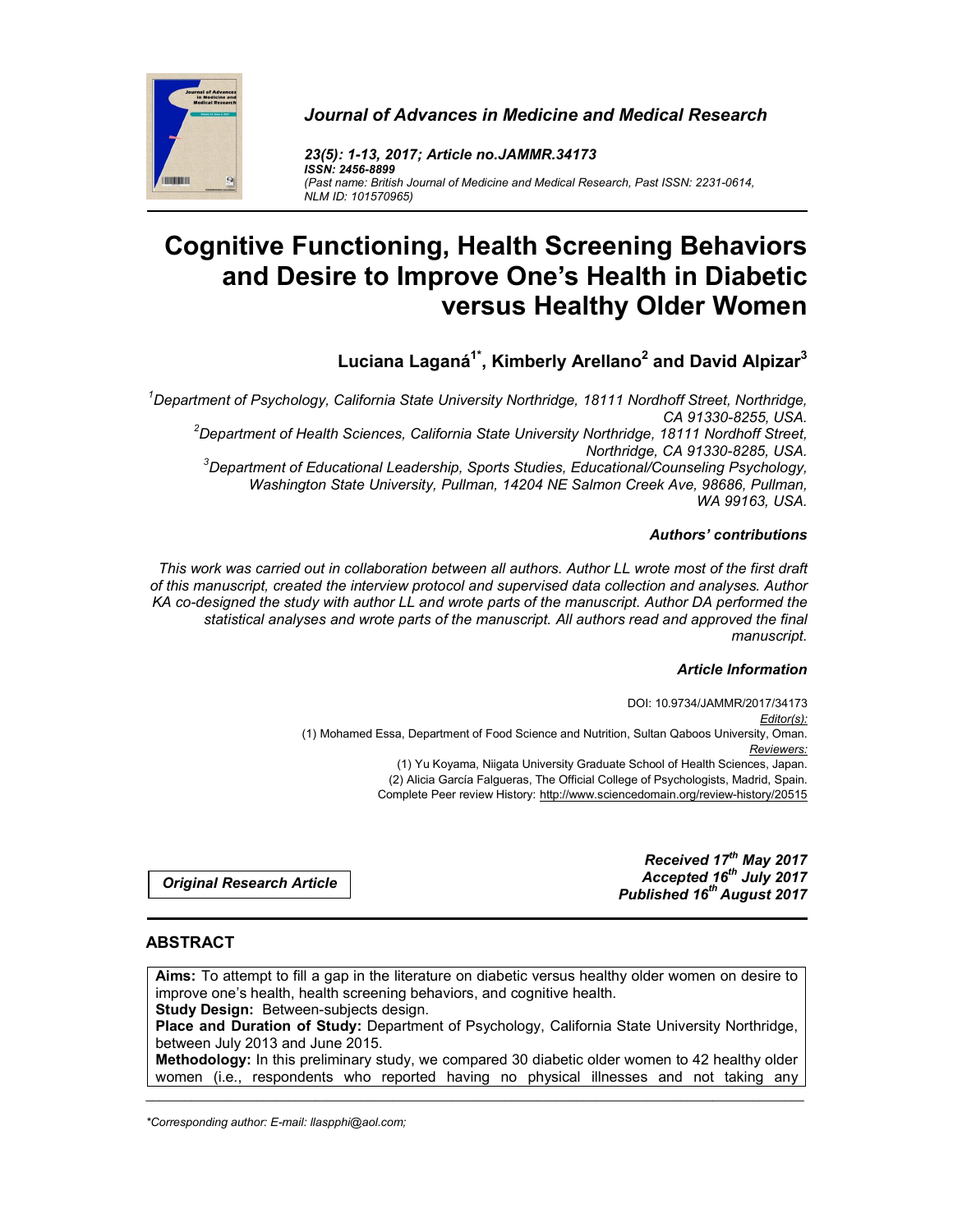*Journal of Advances in Medicine and Medical Research*

*23(5): 1-13, 2017; Article no.JAMMR.34173*
*ISSN: 2456-8899*
*(Past name: British Journal of Medicine and Medical Research, Past ISSN: 2231-0614, NLM ID: 101570965)*

# Cognitive Functioning, Health Screening Behaviors and Desire to Improve One's Health in Diabetic versus Healthy Older Women

**Luciana Laganá[1*], Kimberly Arellano[2] and David Alpizar[3]**

*[1]Department of Psychology, California State University Northridge, 18111 Nordhoff Street, Northridge, CA 91330-8255, USA.*
*[2]Department of Health Sciences, California State University Northridge, 18111 Nordhoff Street, Northridge, CA 91330-8285, USA.*
*[3]Department of Educational Leadership, Sports Studies, Educational/Counseling Psychology, Washington State University, Pullman, 14204 NE Salmon Creek Ave, 98686, Pullman, WA 99163, USA.*

***Authors' contributions***

*This work was carried out in collaboration between all authors. Author LL wrote most of the first draft of this manuscript, created the interview protocol and supervised data collection and analyses. Author KA co-designed the study with author LL and wrote parts of the manuscript. Author DA performed the statistical analyses and wrote parts of the manuscript. All authors read and approved the final manuscript.*

***Article Information***

DOI: 10.9734/JAMMR/2017/34173
*Editor(s):*
(1) Mohamed Essa, Department of Food Science and Nutrition, Sultan Qaboos University, Oman.
*Reviewers:*
(1) Yu Koyama, Niigata University Graduate School of Health Sciences, Japan.
(2) Alicia García Falgueras, The Official College of Psychologists, Madrid, Spain.
Complete Peer review History: http://www.sciencedomain.org/review-history/20515

*Original Research Article*

***Received 17th May 2017***
***Accepted 16th July 2017***
***Published 16th August 2017***

## ABSTRACT

**Aims:** To attempt to fill a gap in the literature on diabetic versus healthy older women on desire to improve one's health, health screening behaviors, and cognitive health.

**Study Design:** Between-subjects design.

**Place and Duration of Study:** Department of Psychology, California State University Northridge, between July 2013 and June 2015.

**Methodology:** In this preliminary study, we compared 30 diabetic older women to 42 healthy older women (i.e., respondents who reported having no physical illnesses and not taking any

*Corresponding author: E-mail: llaspphi@aol.com;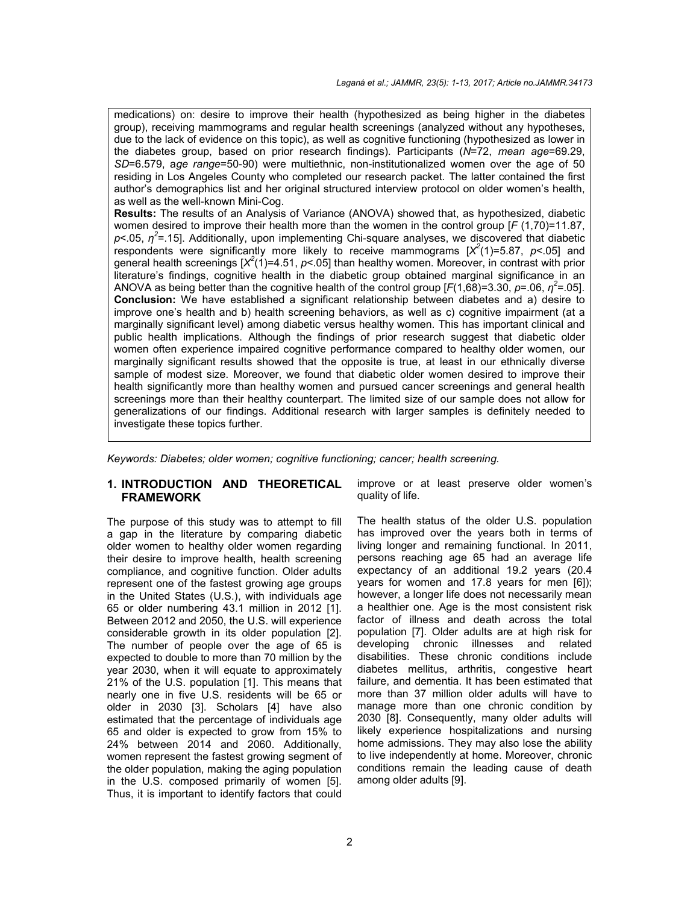medications) on: desire to improve their health (hypothesized as being higher in the diabetes group), receiving mammograms and regular health screenings (analyzed without any hypotheses, due to the lack of evidence on this topic), as well as cognitive functioning (hypothesized as lower in the diabetes group, based on prior research findings). Participants (*N*=72, *mean age*=69.29, *SD*=6.579, *age range*=50-90) were multiethnic, non-institutionalized women over the age of 50 residing in Los Angeles County who completed our research packet. The latter contained the first author's demographics list and her original structured interview protocol on older women's health, as well as the well-known Mini-Cog.

**Results:** The results of an Analysis of Variance (ANOVA) showed that, as hypothesized, diabetic women desired to improve their health more than the women in the control group [$F$ (1,70)=11.87, $p$<.05, $\eta^2$=.15]. Additionally, upon implementing Chi-square analyses, we discovered that diabetic respondents were significantly more likely to receive mammograms [$X^2$(1)=5.87, $p$<.05] and general health screenings [$X^2$(1)=4.51, $p$<.05] than healthy women. Moreover, in contrast with prior literature's findings, cognitive health in the diabetic group obtained marginal significance in an ANOVA as being better than the cognitive health of the control group [$F$(1,68)=3.30, $p$=.06, $\eta^2$=.05].

**Conclusion:** We have established a significant relationship between diabetes and a) desire to improve one's health and b) health screening behaviors, as well as c) cognitive impairment (at a marginally significant level) among diabetic versus healthy women. This has important clinical and public health implications. Although the findings of prior research suggest that diabetic older women often experience impaired cognitive performance compared to healthy older women, our marginally significant results showed that the opposite is true, at least in our ethnically diverse sample of modest size. Moreover, we found that diabetic older women desired to improve their health significantly more than healthy women and pursued cancer screenings and general health screenings more than their healthy counterpart. The limited size of our sample does not allow for generalizations of our findings. Additional research with larger samples is definitely needed to investigate these topics further.

*Keywords: Diabetes; older women; cognitive functioning; cancer; health screening.*

## 1. INTRODUCTION AND THEORETICAL FRAMEWORK

The purpose of this study was to attempt to fill a gap in the literature by comparing diabetic older women to healthy older women regarding their desire to improve health, health screening compliance, and cognitive function. Older adults represent one of the fastest growing age groups in the United States (U.S.), with individuals age 65 or older numbering 43.1 million in 2012 [1]. Between 2012 and 2050, the U.S. will experience considerable growth in its older population [2]. The number of people over the age of 65 is expected to double to more than 70 million by the year 2030, when it will equate to approximately 21% of the U.S. population [1]. This means that nearly one in five U.S. residents will be 65 or older in 2030 [3]. Scholars [4] have also estimated that the percentage of individuals age 65 and older is expected to grow from 15% to 24% between 2014 and 2060. Additionally, women represent the fastest growing segment of the older population, making the aging population in the U.S. composed primarily of women [5]. Thus, it is important to identify factors that could improve or at least preserve older women's quality of life.

The health status of the older U.S. population has improved over the years both in terms of living longer and remaining functional. In 2011, persons reaching age 65 had an average life expectancy of an additional 19.2 years (20.4 years for women and 17.8 years for men [6]); however, a longer life does not necessarily mean a healthier one. Age is the most consistent risk factor of illness and death across the total population [7]. Older adults are at high risk for developing chronic illnesses and related disabilities. These chronic conditions include diabetes mellitus, arthritis, congestive heart failure, and dementia. It has been estimated that more than 37 million older adults will have to manage more than one chronic condition by 2030 [8]. Consequently, many older adults will likely experience hospitalizations and nursing home admissions. They may also lose the ability to live independently at home. Moreover, chronic conditions remain the leading cause of death among older adults [9].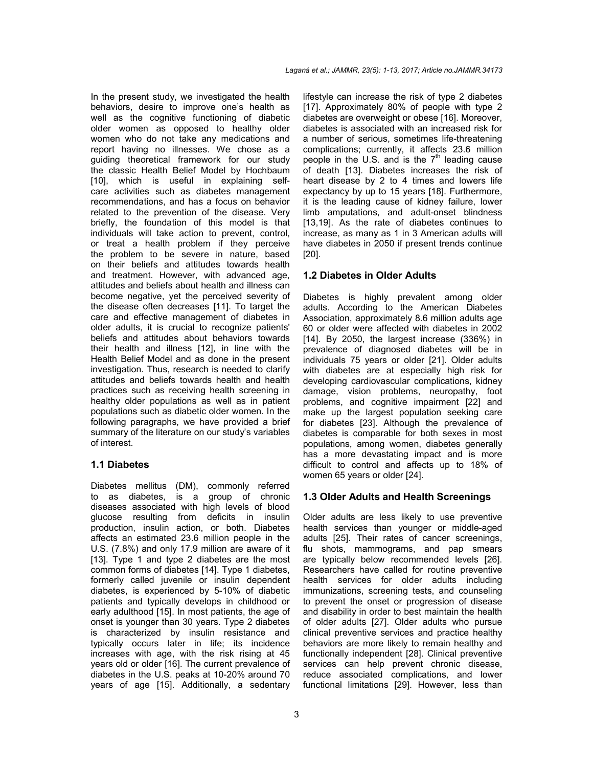In the present study, we investigated the health behaviors, desire to improve one's health as well as the cognitive functioning of diabetic older women as opposed to healthy older women who do not take any medications and report having no illnesses. We chose as a guiding theoretical framework for our study the classic Health Belief Model by Hochbaum [10], which is useful in explaining self-care activities such as diabetes management recommendations, and has a focus on behavior related to the prevention of the disease. Very briefly, the foundation of this model is that individuals will take action to prevent, control, or treat a health problem if they perceive the problem to be severe in nature, based on their beliefs and attitudes towards health and treatment. However, with advanced age, attitudes and beliefs about health and illness can become negative, yet the perceived severity of the disease often decreases [11]. To target the care and effective management of diabetes in older adults, it is crucial to recognize patients' beliefs and attitudes about behaviors towards their health and illness [12], in line with the Health Belief Model and as done in the present investigation. Thus, research is needed to clarify attitudes and beliefs towards health and health practices such as receiving health screening in healthy older populations as well as in patient populations such as diabetic older women. In the following paragraphs, we have provided a brief summary of the literature on our study's variables of interest.

## 1.1 Diabetes

Diabetes mellitus (DM), commonly referred to as diabetes, is a group of chronic diseases associated with high levels of blood glucose resulting from deficits in insulin production, insulin action, or both. Diabetes affects an estimated 23.6 million people in the U.S. (7.8%) and only 17.9 million are aware of it [13]. Type 1 and type 2 diabetes are the most common forms of diabetes [14]. Type 1 diabetes, formerly called juvenile or insulin dependent diabetes, is experienced by 5-10% of diabetic patients and typically develops in childhood or early adulthood [15]. In most patients, the age of onset is younger than 30 years. Type 2 diabetes is characterized by insulin resistance and typically occurs later in life; its incidence increases with age, with the risk rising at 45 years old or older [16]. The current prevalence of diabetes in the U.S. peaks at 10-20% around 70 years of age [15]. Additionally, a sedentary lifestyle can increase the risk of type 2 diabetes [17]. Approximately 80% of people with type 2 diabetes are overweight or obese [16]. Moreover, diabetes is associated with an increased risk for a number of serious, sometimes life-threatening complications; currently, it affects 23.6 million people in the U.S. and is the 7th leading cause of death [13]. Diabetes increases the risk of heart disease by 2 to 4 times and lowers life expectancy by up to 15 years [18]. Furthermore, it is the leading cause of kidney failure, lower limb amputations, and adult-onset blindness [13,19]. As the rate of diabetes continues to increase, as many as 1 in 3 American adults will have diabetes in 2050 if present trends continue [20].

## 1.2 Diabetes in Older Adults

Diabetes is highly prevalent among older adults. According to the American Diabetes Association, approximately 8.6 million adults age 60 or older were affected with diabetes in 2002 [14]. By 2050, the largest increase (336%) in prevalence of diagnosed diabetes will be in individuals 75 years or older [21]. Older adults with diabetes are at especially high risk for developing cardiovascular complications, kidney damage, vision problems, neuropathy, foot problems, and cognitive impairment [22] and make up the largest population seeking care for diabetes [23]. Although the prevalence of diabetes is comparable for both sexes in most populations, among women, diabetes generally has a more devastating impact and is more difficult to control and affects up to 18% of women 65 years or older [24].

## 1.3 Older Adults and Health Screenings

Older adults are less likely to use preventive health services than younger or middle-aged adults [25]. Their rates of cancer screenings, flu shots, mammograms, and pap smears are typically below recommended levels [26]. Researchers have called for routine preventive health services for older adults including immunizations, screening tests, and counseling to prevent the onset or progression of disease and disability in order to best maintain the health of older adults [27]. Older adults who pursue clinical preventive services and practice healthy behaviors are more likely to remain healthy and functionally independent [28]. Clinical preventive services can help prevent chronic disease, reduce associated complications, and lower functional limitations [29]. However, less than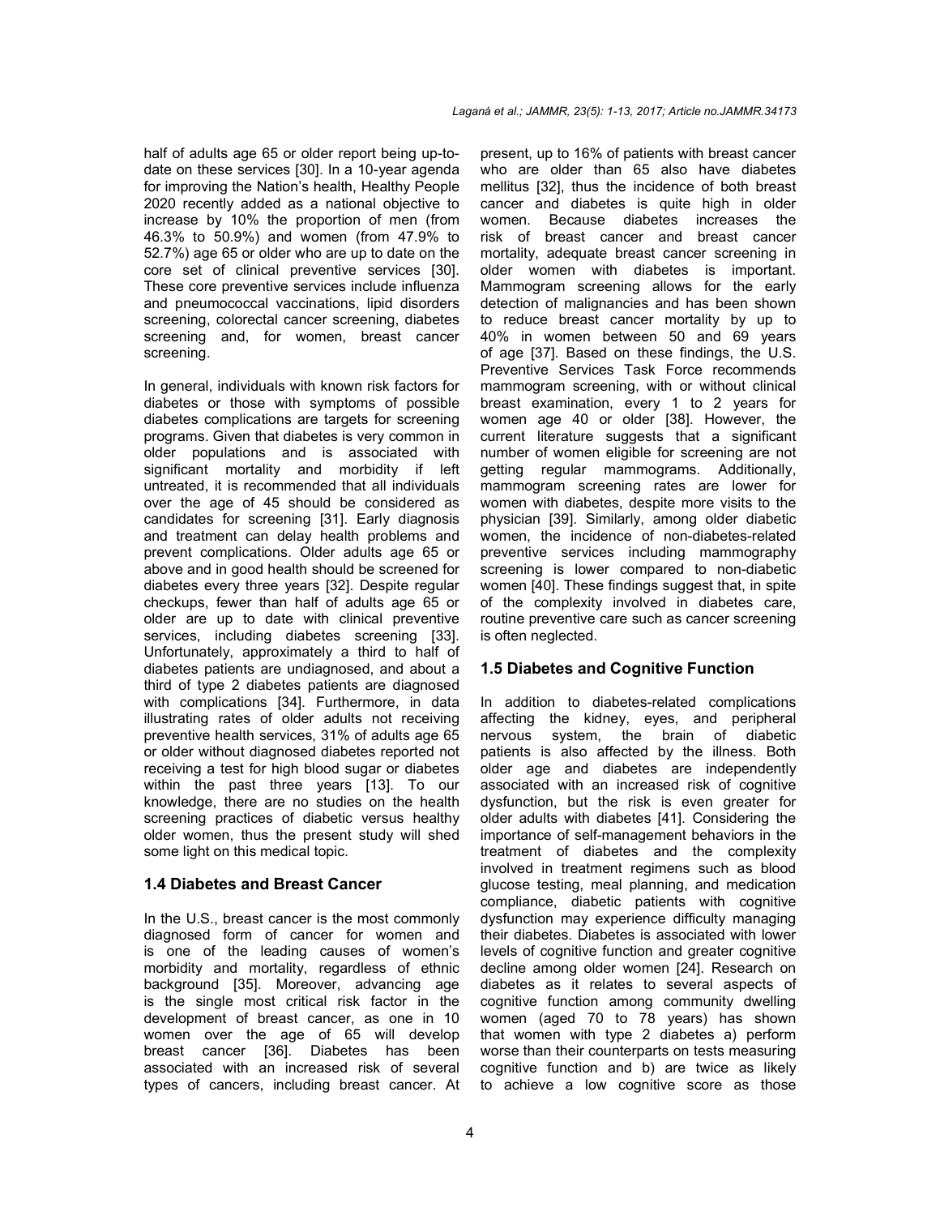half of adults age 65 or older report being up-to-date on these services [30]. In a 10-year agenda for improving the Nation's health, Healthy People 2020 recently added as a national objective to increase by 10% the proportion of men (from 46.3% to 50.9%) and women (from 47.9% to 52.7%) age 65 or older who are up to date on the core set of clinical preventive services [30]. These core preventive services include influenza and pneumococcal vaccinations, lipid disorders screening, colorectal cancer screening, diabetes screening and, for women, breast cancer screening.

In general, individuals with known risk factors for diabetes or those with symptoms of possible diabetes complications are targets for screening programs. Given that diabetes is very common in older populations and is associated with significant mortality and morbidity if left untreated, it is recommended that all individuals over the age of 45 should be considered as candidates for screening [31]. Early diagnosis and treatment can delay health problems and prevent complications. Older adults age 65 or above and in good health should be screened for diabetes every three years [32]. Despite regular checkups, fewer than half of adults age 65 or older are up to date with clinical preventive services, including diabetes screening [33]. Unfortunately, approximately a third to half of diabetes patients are undiagnosed, and about a third of type 2 diabetes patients are diagnosed with complications [34]. Furthermore, in data illustrating rates of older adults not receiving preventive health services, 31% of adults age 65 or older without diagnosed diabetes reported not receiving a test for high blood sugar or diabetes within the past three years [13]. To our knowledge, there are no studies on the health screening practices of diabetic versus healthy older women, thus the present study will shed some light on this medical topic.

## 1.4 Diabetes and Breast Cancer

In the U.S., breast cancer is the most commonly diagnosed form of cancer for women and is one of the leading causes of women's morbidity and mortality, regardless of ethnic background [35]. Moreover, advancing age is the single most critical risk factor in the development of breast cancer, as one in 10 women over the age of 65 will develop breast cancer [36]. Diabetes has been associated with an increased risk of several types of cancers, including breast cancer. At present, up to 16% of patients with breast cancer who are older than 65 also have diabetes mellitus [32], thus the incidence of both breast cancer and diabetes is quite high in older women. Because diabetes increases the risk of breast cancer and breast cancer mortality, adequate breast cancer screening in older women with diabetes is important. Mammogram screening allows for the early detection of malignancies and has been shown to reduce breast cancer mortality by up to 40% in women between 50 and 69 years of age [37]. Based on these findings, the U.S. Preventive Services Task Force recommends mammogram screening, with or without clinical breast examination, every 1 to 2 years for women age 40 or older [38]. However, the current literature suggests that a significant number of women eligible for screening are not getting regular mammograms. Additionally, mammogram screening rates are lower for women with diabetes, despite more visits to the physician [39]. Similarly, among older diabetic women, the incidence of non-diabetes-related preventive services including mammography screening is lower compared to non-diabetic women [40]. These findings suggest that, in spite of the complexity involved in diabetes care, routine preventive care such as cancer screening is often neglected.

## 1.5 Diabetes and Cognitive Function

In addition to diabetes-related complications affecting the kidney, eyes, and peripheral nervous system, the brain of diabetic patients is also affected by the illness. Both older age and diabetes are independently associated with an increased risk of cognitive dysfunction, but the risk is even greater for older adults with diabetes [41]. Considering the importance of self-management behaviors in the treatment of diabetes and the complexity involved in treatment regimens such as blood glucose testing, meal planning, and medication compliance, diabetic patients with cognitive dysfunction may experience difficulty managing their diabetes. Diabetes is associated with lower levels of cognitive function and greater cognitive decline among older women [24]. Research on diabetes as it relates to several aspects of cognitive function among community dwelling women (aged 70 to 78 years) has shown that women with type 2 diabetes a) perform worse than their counterparts on tests measuring cognitive function and b) are twice as likely to achieve a low cognitive score as those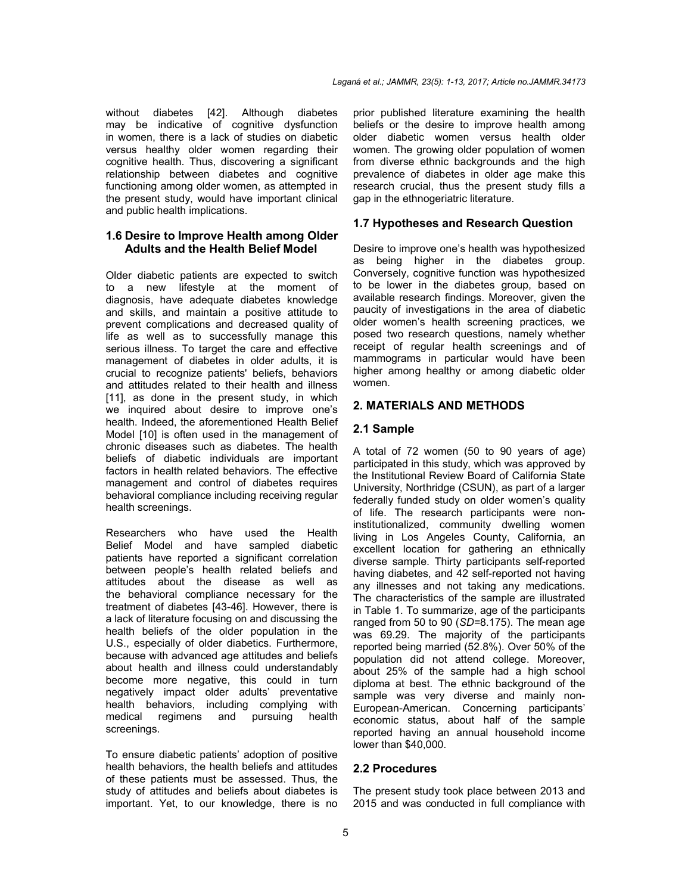without diabetes [42]. Although diabetes may be indicative of cognitive dysfunction in women, there is a lack of studies on diabetic versus healthy older women regarding their cognitive health. Thus, discovering a significant relationship between diabetes and cognitive functioning among older women, as attempted in the present study, would have important clinical and public health implications.

### 1.6 Desire to Improve Health among Older Adults and the Health Belief Model

Older diabetic patients are expected to switch to a new lifestyle at the moment of diagnosis, have adequate diabetes knowledge and skills, and maintain a positive attitude to prevent complications and decreased quality of life as well as to successfully manage this serious illness. To target the care and effective management of diabetes in older adults, it is crucial to recognize patients' beliefs, behaviors and attitudes related to their health and illness [11], as done in the present study, in which we inquired about desire to improve one's health. Indeed, the aforementioned Health Belief Model [10] is often used in the management of chronic diseases such as diabetes. The health beliefs of diabetic individuals are important factors in health related behaviors. The effective management and control of diabetes requires behavioral compliance including receiving regular health screenings.

Researchers who have used the Health Belief Model and have sampled diabetic patients have reported a significant correlation between people's health related beliefs and attitudes about the disease as well as the behavioral compliance necessary for the treatment of diabetes [43-46]. However, there is a lack of literature focusing on and discussing the health beliefs of the older population in the U.S., especially of older diabetics. Furthermore, because with advanced age attitudes and beliefs about health and illness could understandably become more negative, this could in turn negatively impact older adults' preventative health behaviors, including complying with medical regimens and pursuing health screenings.

To ensure diabetic patients' adoption of positive health behaviors, the health beliefs and attitudes of these patients must be assessed. Thus, the study of attitudes and beliefs about diabetes is important. Yet, to our knowledge, there is no prior published literature examining the health beliefs or the desire to improve health among older diabetic women versus health older women. The growing older population of women from diverse ethnic backgrounds and the high prevalence of diabetes in older age make this research crucial, thus the present study fills a gap in the ethnogeriatric literature.

### 1.7 Hypotheses and Research Question

Desire to improve one's health was hypothesized as being higher in the diabetes group. Conversely, cognitive function was hypothesized to be lower in the diabetes group, based on available research findings. Moreover, given the paucity of investigations in the area of diabetic older women's health screening practices, we posed two research questions, namely whether receipt of regular health screenings and of mammograms in particular would have been higher among healthy or among diabetic older women.

## 2. MATERIALS AND METHODS

### 2.1 Sample

A total of 72 women (50 to 90 years of age) participated in this study, which was approved by the Institutional Review Board of California State University, Northridge (CSUN), as part of a larger federally funded study on older women's quality of life. The research participants were non-institutionalized, community dwelling women living in Los Angeles County, California, an excellent location for gathering an ethnically diverse sample. Thirty participants self-reported having diabetes, and 42 self-reported not having any illnesses and not taking any medications. The characteristics of the sample are illustrated in Table 1. To summarize, age of the participants ranged from 50 to 90 ($SD$=8.175). The mean age was 69.29. The majority of the participants reported being married (52.8%). Over 50% of the population did not attend college. Moreover, about 25% of the sample had a high school diploma at best. The ethnic background of the sample was very diverse and mainly non-European-American. Concerning participants' economic status, about half of the sample reported having an annual household income lower than $40,000.

### 2.2 Procedures

The present study took place between 2013 and 2015 and was conducted in full compliance with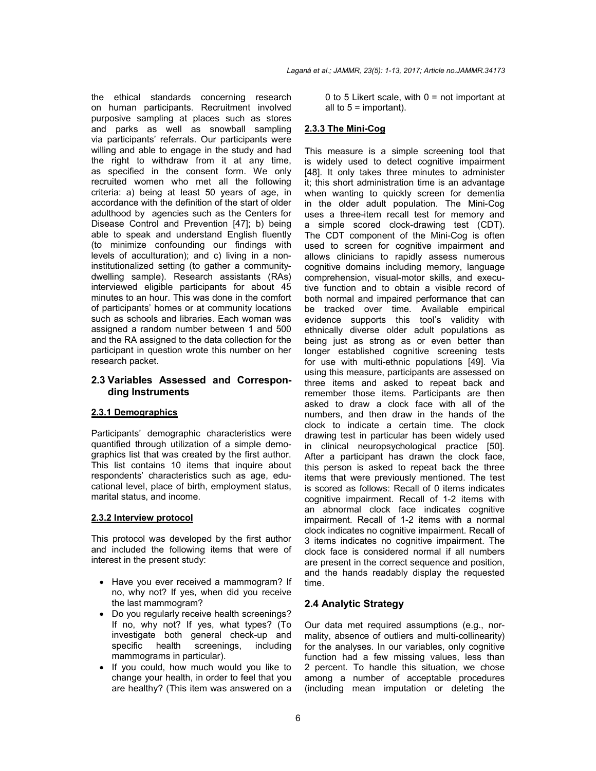the ethical standards concerning research on human participants. Recruitment involved purposive sampling at places such as stores and parks as well as snowball sampling via participants' referrals. Our participants were willing and able to engage in the study and had the right to withdraw from it at any time, as specified in the consent form. We only recruited women who met all the following criteria: a) being at least 50 years of age, in accordance with the definition of the start of older adulthood by agencies such as the Centers for Disease Control and Prevention [47]; b) being able to speak and understand English fluently (to minimize confounding our findings with levels of acculturation); and c) living in a non-institutionalized setting (to gather a community-dwelling sample). Research assistants (RAs) interviewed eligible participants for about 45 minutes to an hour. This was done in the comfort of participants' homes or at community locations such as schools and libraries. Each woman was assigned a random number between 1 and 500 and the RA assigned to the data collection for the participant in question wrote this number on her research packet.

## 2.3 Variables Assessed and Corresponding Instruments

### 2.3.1 Demographics

Participants' demographic characteristics were quantified through utilization of a simple demographics list that was created by the first author. This list contains 10 items that inquire about respondents' characteristics such as age, educational level, place of birth, employment status, marital status, and income.

### 2.3.2 Interview protocol

This protocol was developed by the first author and included the following items that were of interest in the present study:

- Have you ever received a mammogram? If no, why not? If yes, when did you receive the last mammogram?
- Do you regularly receive health screenings? If no, why not? If yes, what types? (To investigate both general check-up and specific health screenings, including mammograms in particular).
- If you could, how much would you like to change your health, in order to feel that you are healthy? (This item was answered on a 0 to 5 Likert scale, with 0 = not important at all to 5 = important).

### 2.3.3 The Mini-Cog

This measure is a simple screening tool that is widely used to detect cognitive impairment [48]. It only takes three minutes to administer it; this short administration time is an advantage when wanting to quickly screen for dementia in the older adult population. The Mini-Cog uses a three-item recall test for memory and a simple scored clock-drawing test (CDT). The CDT component of the Mini-Cog is often used to screen for cognitive impairment and allows clinicians to rapidly assess numerous cognitive domains including memory, language comprehension, visual-motor skills, and executive function and to obtain a visible record of both normal and impaired performance that can be tracked over time. Available empirical evidence supports this tool's validity with ethnically diverse older adult populations as being just as strong as or even better than longer established cognitive screening tests for use with multi-ethnic populations [49]. Via using this measure, participants are assessed on three items and asked to repeat back and remember those items. Participants are then asked to draw a clock face with all of the numbers, and then draw in the hands of the clock to indicate a certain time. The clock drawing test in particular has been widely used in clinical neuropsychological practice [50]. After a participant has drawn the clock face, this person is asked to repeat back the three items that were previously mentioned. The test is scored as follows: Recall of 0 items indicates cognitive impairment. Recall of 1-2 items with an abnormal clock face indicates cognitive impairment. Recall of 1-2 items with a normal clock indicates no cognitive impairment. Recall of 3 items indicates no cognitive impairment. The clock face is considered normal if all numbers are present in the correct sequence and position, and the hands readably display the requested time.

## 2.4 Analytic Strategy

Our data met required assumptions (e.g., normality, absence of outliers and multi-collinearity) for the analyses. In our variables, only cognitive function had a few missing values, less than 2 percent. To handle this situation, we chose among a number of acceptable procedures (including mean imputation or deleting the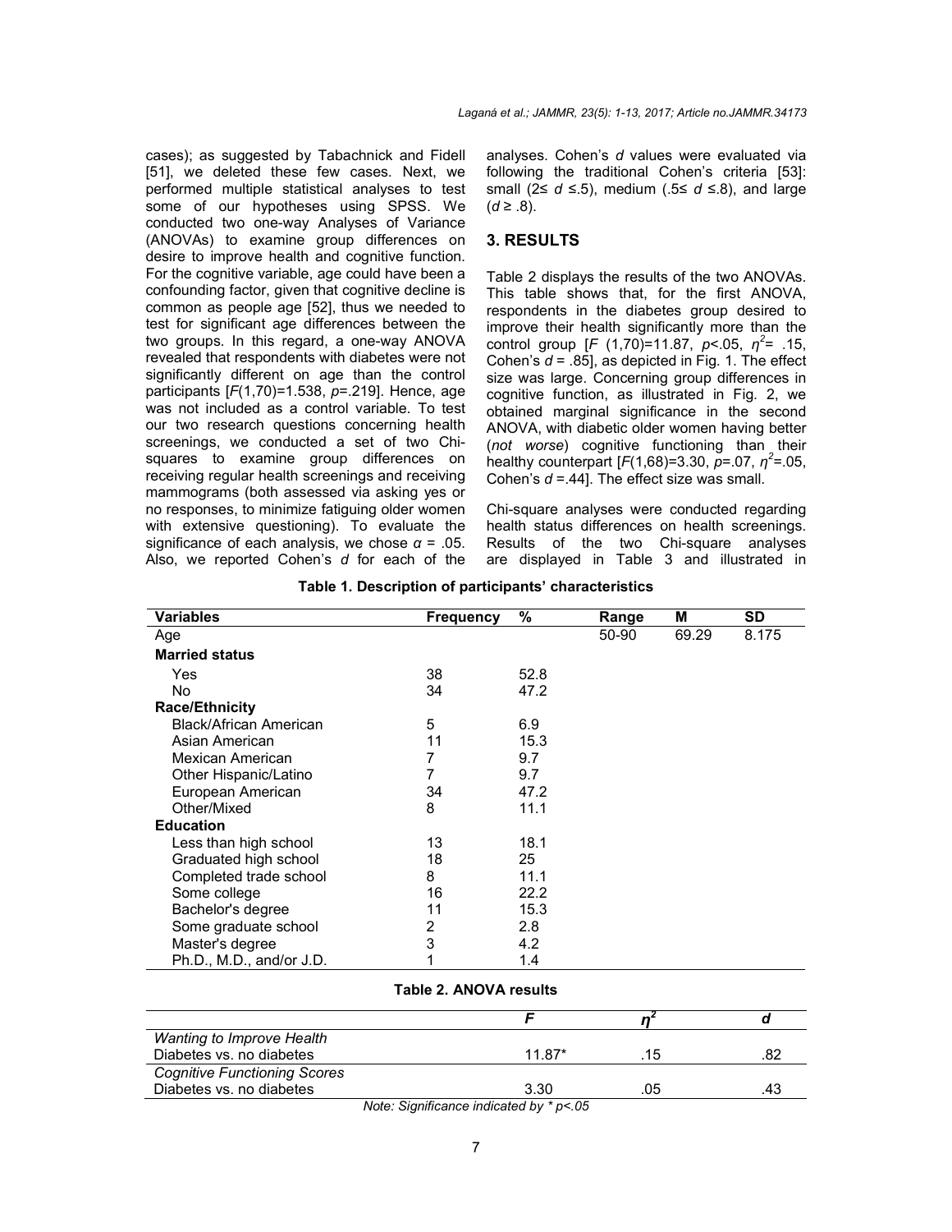cases); as suggested by Tabachnick and Fidell [51], we deleted these few cases. Next, we performed multiple statistical analyses to test some of our hypotheses using SPSS. We conducted two one-way Analyses of Variance (ANOVAs) to examine group differences on desire to improve health and cognitive function. For the cognitive variable, age could have been a confounding factor, given that cognitive decline is common as people age [52], thus we needed to test for significant age differences between the two groups. In this regard, a one-way ANOVA revealed that respondents with diabetes were not significantly different on age than the control participants [$F(1,70)=1.538$, $p=.219$]. Hence, age was not included as a control variable. To test our two research questions concerning health screenings, we conducted a set of two Chi-squares to examine group differences on receiving regular health screenings and receiving mammograms (both assessed via asking yes or no responses, to minimize fatiguing older women with extensive questioning). To evaluate the significance of each analysis, we chose $\alpha = .05$. Also, we reported Cohen's $d$ for each of the analyses. Cohen's $d$ values were evaluated via following the traditional Cohen's criteria [53]: small ($2 \leq d \leq .5$), medium ($.5 \leq d \leq .8$), and large ($d \geq .8$).

## 3. RESULTS

Table 2 displays the results of the two ANOVAs. This table shows that, for the first ANOVA, respondents in the diabetes group desired to improve their health significantly more than the control group [$F$ (1,70)=11.87, $p<.05$, $\eta^2 = .15$, Cohen's $d = .85$], as depicted in Fig. 1. The effect size was large. Concerning group differences in cognitive function, as illustrated in Fig. 2, we obtained marginal significance in the second ANOVA, with diabetic older women having better (*not worse*) cognitive functioning than their healthy counterpart [$F(1,68)=3.30$, $p=.07$, $\eta^2=.05$, Cohen's $d=.44$]. The effect size was small.

Chi-square analyses were conducted regarding health status differences on health screenings. Results of the two Chi-square analyses are displayed in Table 3 and illustrated in

**Table 1. Description of participants' characteristics**

| Variables | Frequency | % | Range | M | SD |
|---|---|---|---|---|---|
| Age | | | 50-90 | 69.29 | 8.175 |
| **Married status** | | | | | |
| Yes | 38 | 52.8 | | | |
| No | 34 | 47.2 | | | |
| **Race/Ethnicity** | | | | | |
| Black/African American | 5 | 6.9 | | | |
| Asian American | 11 | 15.3 | | | |
| Mexican American | 7 | 9.7 | | | |
| Other Hispanic/Latino | 7 | 9.7 | | | |
| European American | 34 | 47.2 | | | |
| Other/Mixed | 8 | 11.1 | | | |
| **Education** | | | | | |
| Less than high school | 13 | 18.1 | | | |
| Graduated high school | 18 | 25 | | | |
| Completed trade school | 8 | 11.1 | | | |
| Some college | 16 | 22.2 | | | |
| Bachelor's degree | 11 | 15.3 | | | |
| Some graduate school | 2 | 2.8 | | | |
| Master's degree | 3 | 4.2 | | | |
| Ph.D., M.D., and/or J.D. | 1 | 1.4 | | | |

**Table 2. ANOVA results**

| | $F$ | $\eta^2$ | $d$ |
|---|---|---|---|
| *Wanting to Improve Health* | | | |
| Diabetes vs. no diabetes | 11.87* | .15 | .82 |
| *Cognitive Functioning Scores* | | | |
| Diabetes vs. no diabetes | 3.30 | .05 | .43 |

*Note: Significance indicated by * p<.05*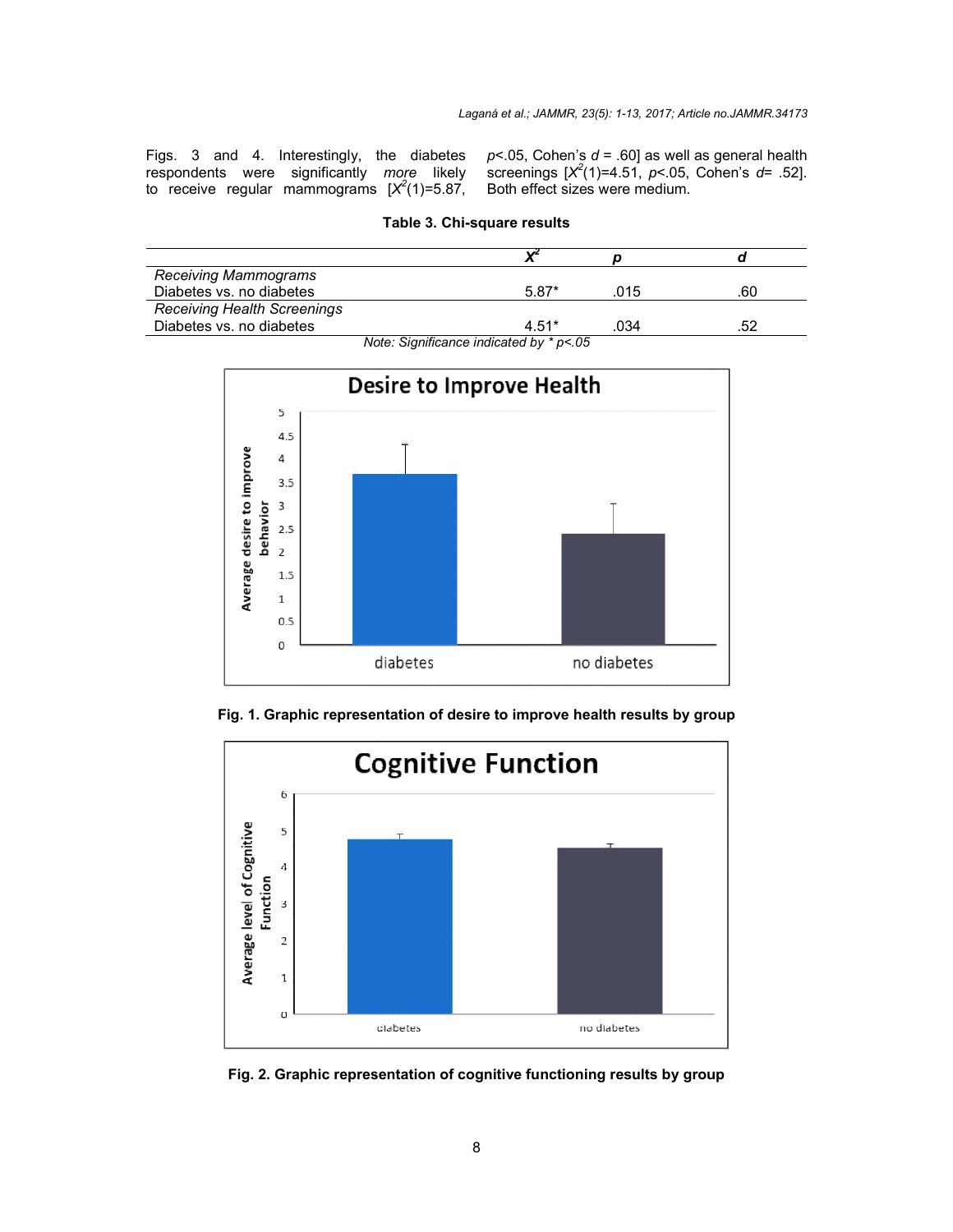Figs. 3 and 4. Interestingly, the diabetes respondents were significantly *more* likely to receive regular mammograms [$X^2(1)=5.87$, $p<.05$, Cohen's $d$ = .60] as well as general health screenings [$X^2(1)=4.51$, $p<.05$, Cohen's $d$= .52]. Both effect sizes were medium.

**Table 3. Chi-square results**

| | $X^2$ | *p* | *d* |
|---|---|---|---|
| *Receiving Mammograms* | | | |
| Diabetes vs. no diabetes | 5.87* | .015 | .60 |
| *Receiving Health Screenings* | | | |
| Diabetes vs. no diabetes | 4.51* | .034 | .52 |

*Note: Significance indicated by * p<.05*

**Fig. 1. Graphic representation of desire to improve health results by group**

**Fig. 2. Graphic representation of cognitive functioning results by group**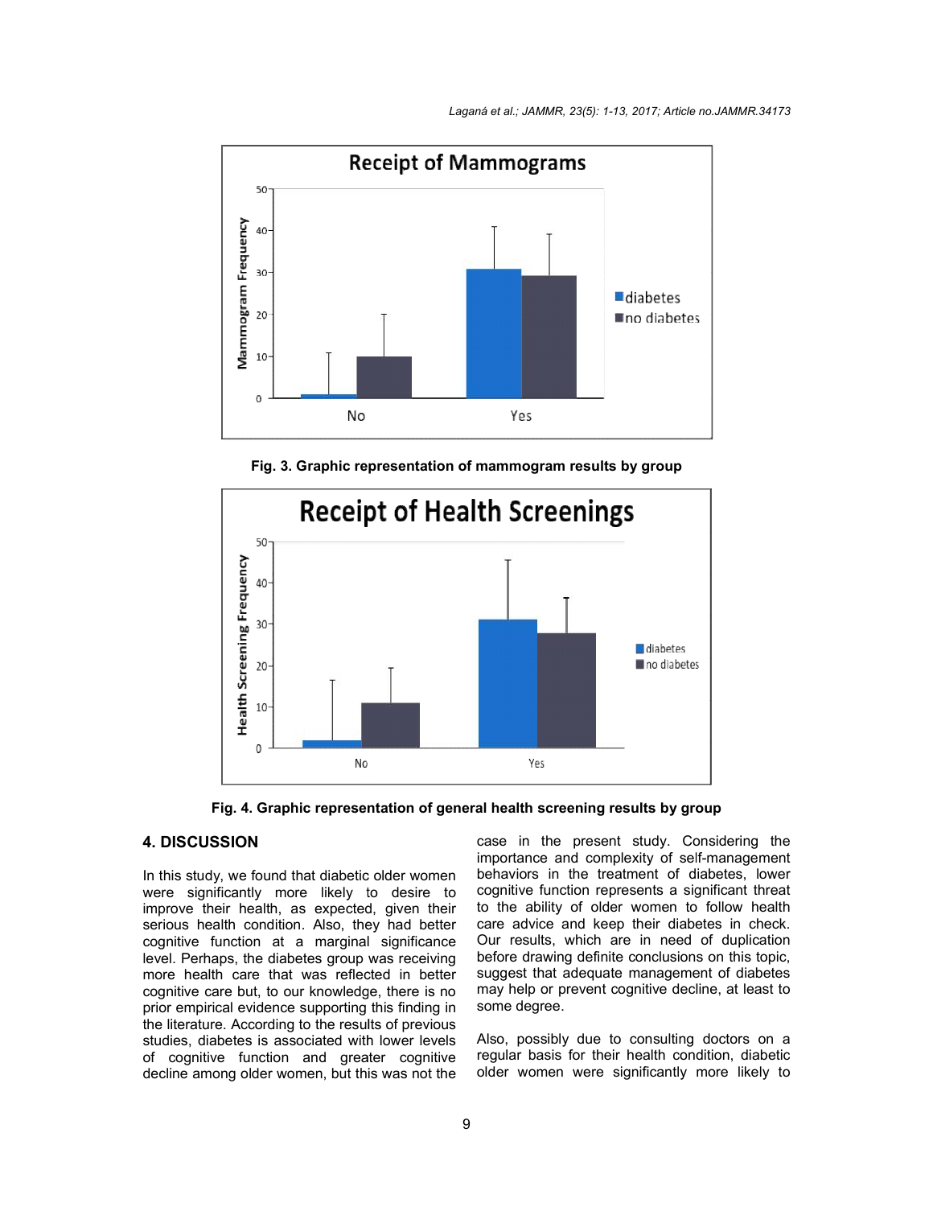Fig. 3. Graphic representation of mammogram results by group

Fig. 4. Graphic representation of general health screening results by group

## 4. DISCUSSION

In this study, we found that diabetic older women were significantly more likely to desire to improve their health, as expected, given their serious health condition. Also, they had better cognitive function at a marginal significance level. Perhaps, the diabetes group was receiving more health care that was reflected in better cognitive care but, to our knowledge, there is no prior empirical evidence supporting this finding in the literature. According to the results of previous studies, diabetes is associated with lower levels of cognitive function and greater cognitive decline among older women, but this was not the case in the present study. Considering the importance and complexity of self-management behaviors in the treatment of diabetes, lower cognitive function represents a significant threat to the ability of older women to follow health care advice and keep their diabetes in check. Our results, which are in need of duplication before drawing definite conclusions on this topic, suggest that adequate management of diabetes may help or prevent cognitive decline, at least to some degree.

Also, possibly due to consulting doctors on a regular basis for their health condition, diabetic older women were significantly more likely to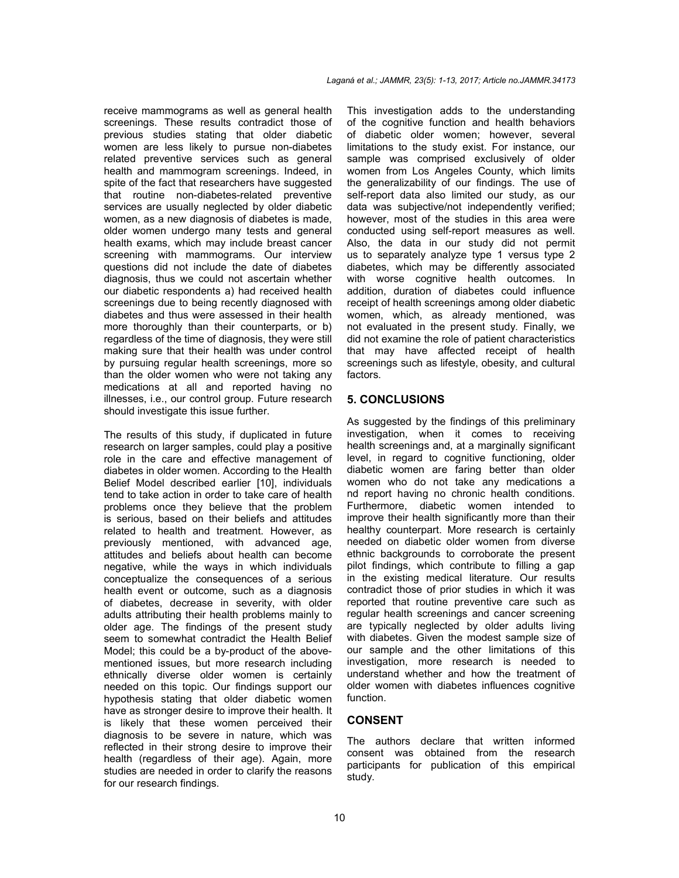receive mammograms as well as general health screenings. These results contradict those of previous studies stating that older diabetic women are less likely to pursue non-diabetes related preventive services such as general health and mammogram screenings. Indeed, in spite of the fact that researchers have suggested that routine non-diabetes-related preventive services are usually neglected by older diabetic women, as a new diagnosis of diabetes is made, older women undergo many tests and general health exams, which may include breast cancer screening with mammograms. Our interview questions did not include the date of diabetes diagnosis, thus we could not ascertain whether our diabetic respondents a) had received health screenings due to being recently diagnosed with diabetes and thus were assessed in their health more thoroughly than their counterparts, or b) regardless of the time of diagnosis, they were still making sure that their health was under control by pursuing regular health screenings, more so than the older women who were not taking any medications at all and reported having no illnesses, i.e., our control group. Future research should investigate this issue further.

The results of this study, if duplicated in future research on larger samples, could play a positive role in the care and effective management of diabetes in older women. According to the Health Belief Model described earlier [10], individuals tend to take action in order to take care of health problems once they believe that the problem is serious, based on their beliefs and attitudes related to health and treatment. However, as previously mentioned, with advanced age, attitudes and beliefs about health can become negative, while the ways in which individuals conceptualize the consequences of a serious health event or outcome, such as a diagnosis of diabetes, decrease in severity, with older adults attributing their health problems mainly to older age. The findings of the present study seem to somewhat contradict the Health Belief Model; this could be a by-product of the above-mentioned issues, but more research including ethnically diverse older women is certainly needed on this topic. Our findings support our hypothesis stating that older diabetic women have as stronger desire to improve their health. It is likely that these women perceived their diagnosis to be severe in nature, which was reflected in their strong desire to improve their health (regardless of their age). Again, more studies are needed in order to clarify the reasons for our research findings.

This investigation adds to the understanding of the cognitive function and health behaviors of diabetic older women; however, several limitations to the study exist. For instance, our sample was comprised exclusively of older women from Los Angeles County, which limits the generalizability of our findings. The use of self-report data also limited our study, as our data was subjective/not independently verified; however, most of the studies in this area were conducted using self-report measures as well. Also, the data in our study did not permit us to separately analyze type 1 versus type 2 diabetes, which may be differently associated with worse cognitive health outcomes. In addition, duration of diabetes could influence receipt of health screenings among older diabetic women, which, as already mentioned, was not evaluated in the present study. Finally, we did not examine the role of patient characteristics that may have affected receipt of health screenings such as lifestyle, obesity, and cultural factors.

## 5. CONCLUSIONS

As suggested by the findings of this preliminary investigation, when it comes to receiving health screenings and, at a marginally significant level, in regard to cognitive functioning, older diabetic women are faring better than older women who do not take any medications a nd report having no chronic health conditions. Furthermore, diabetic women intended to improve their health significantly more than their healthy counterpart. More research is certainly needed on diabetic older women from diverse ethnic backgrounds to corroborate the present pilot findings, which contribute to filling a gap in the existing medical literature. Our results contradict those of prior studies in which it was reported that routine preventive care such as regular health screenings and cancer screening are typically neglected by older adults living with diabetes. Given the modest sample size of our sample and the other limitations of this investigation, more research is needed to understand whether and how the treatment of older women with diabetes influences cognitive function.

## CONSENT

The authors declare that written informed consent was obtained from the research participants for publication of this empirical study.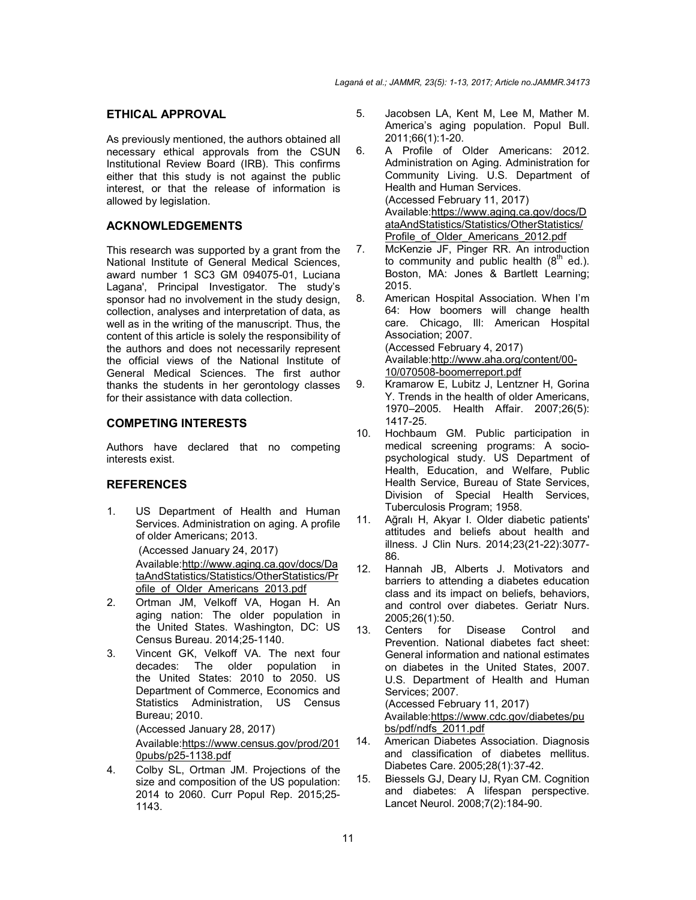## ETHICAL APPROVAL

As previously mentioned, the authors obtained all necessary ethical approvals from the CSUN Institutional Review Board (IRB). This confirms either that this study is not against the public interest, or that the release of information is allowed by legislation.

## ACKNOWLEDGEMENTS

This research was supported by a grant from the National Institute of General Medical Sciences, award number 1 SC3 GM 094075-01, Luciana Lagana', Principal Investigator. The study's sponsor had no involvement in the study design, collection, analyses and interpretation of data, as well as in the writing of the manuscript. Thus, the content of this article is solely the responsibility of the authors and does not necessarily represent the official views of the National Institute of General Medical Sciences. The first author thanks the students in her gerontology classes for their assistance with data collection.

## COMPETING INTERESTS

Authors have declared that no competing interests exist.

## REFERENCES

1. US Department of Health and Human Services. Administration on aging. A profile of older Americans; 2013.
   (Accessed January 24, 2017)
   Available:http://www.aging.ca.gov/docs/DataAndStatistics/Statistics/OtherStatistics/Profile_of_Older_Americans_2013.pdf
2. Ortman JM, Velkoff VA, Hogan H. An aging nation: The older population in the United States. Washington, DC: US Census Bureau. 2014;25-1140.
3. Vincent GK, Velkoff VA. The next four decades: The older population in the United States: 2010 to 2050. US Department of Commerce, Economics and Statistics Administration, US Census Bureau; 2010.
   (Accessed January 28, 2017)
   Available:https://www.census.gov/prod/2010pubs/p25-1138.pdf
4. Colby SL, Ortman JM. Projections of the size and composition of the US population: 2014 to 2060. Curr Popul Rep. 2015;25-1143.
5. Jacobsen LA, Kent M, Lee M, Mather M. America's aging population. Popul Bull. 2011;66(1):1-20.
6. A Profile of Older Americans: 2012. Administration on Aging. Administration for Community Living. U.S. Department of Health and Human Services.
   (Accessed February 11, 2017)
   Available:https://www.aging.ca.gov/docs/DataAndStatistics/Statistics/OtherStatistics/Profile_of_Older_Americans_2012.pdf
7. McKenzie JF, Pinger RR. An introduction to community and public health (8th ed.). Boston, MA: Jones & Bartlett Learning; 2015.
8. American Hospital Association. When I'm 64: How boomers will change health care. Chicago, Ill: American Hospital Association; 2007.
   (Accessed February 4, 2017)
   Available:http://www.aha.org/content/00-10/070508-boomerreport.pdf
9. Kramarow E, Lubitz J, Lentzner H, Gorina Y. Trends in the health of older Americans, 1970–2005. Health Affair. 2007;26(5):1417-25.
10. Hochbaum GM. Public participation in medical screening programs: A socio-psychological study. US Department of Health, Education, and Welfare, Public Health Service, Bureau of State Services, Division of Special Health Services, Tuberculosis Program; 1958.
11. Ağralı H, Akyar I. Older diabetic patients' attitudes and beliefs about health and illness. J Clin Nurs. 2014;23(21-22):3077-86.
12. Hannah JB, Alberts J. Motivators and barriers to attending a diabetes education class and its impact on beliefs, behaviors, and control over diabetes. Geriatr Nurs. 2005;26(1):50.
13. Centers for Disease Control and Prevention. National diabetes fact sheet: General information and national estimates on diabetes in the United States, 2007. U.S. Department of Health and Human Services; 2007.
    (Accessed February 11, 2017)
    Available:https://www.cdc.gov/diabetes/pubs/pdf/ndfs_2011.pdf
14. American Diabetes Association. Diagnosis and classification of diabetes mellitus. Diabetes Care. 2005;28(1):37-42.
15. Biessels GJ, Deary IJ, Ryan CM. Cognition and diabetes: A lifespan perspective. Lancet Neurol. 2008;7(2):184-90.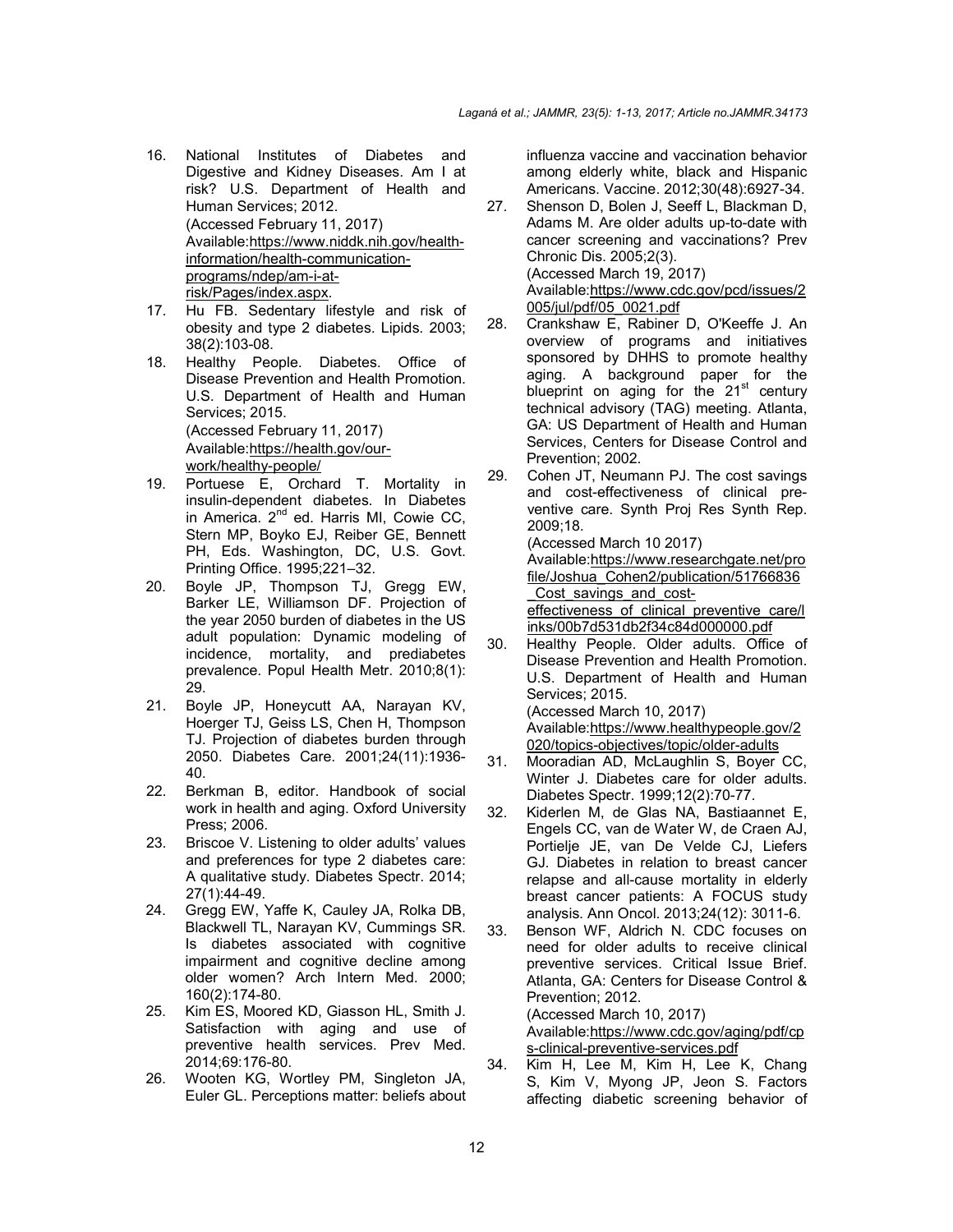16. National Institutes of Diabetes and Digestive and Kidney Diseases. Am I at risk? U.S. Department of Health and Human Services; 2012.
    (Accessed February 11, 2017)
    Available:https://www.niddk.nih.gov/health-information/health-communication-programs/ndep/am-i-at-risk/Pages/index.aspx.
17. Hu FB. Sedentary lifestyle and risk of obesity and type 2 diabetes. Lipids. 2003; 38(2):103-08.
18. Healthy People. Diabetes. Office of Disease Prevention and Health Promotion. U.S. Department of Health and Human Services; 2015.
    (Accessed February 11, 2017)
    Available:https://health.gov/our-work/healthy-people/
19. Portuese E, Orchard T. Mortality in insulin-dependent diabetes. In Diabetes in America. 2nd ed. Harris MI, Cowie CC, Stern MP, Boyko EJ, Reiber GE, Bennett PH, Eds. Washington, DC, U.S. Govt. Printing Office. 1995;221–32.
20. Boyle JP, Thompson TJ, Gregg EW, Barker LE, Williamson DF. Projection of the year 2050 burden of diabetes in the US adult population: Dynamic modeling of incidence, mortality, and prediabetes prevalence. Popul Health Metr. 2010;8(1): 29.
21. Boyle JP, Honeycutt AA, Narayan KV, Hoerger TJ, Geiss LS, Chen H, Thompson TJ. Projection of diabetes burden through 2050. Diabetes Care. 2001;24(11):1936-40.
22. Berkman B, editor. Handbook of social work in health and aging. Oxford University Press; 2006.
23. Briscoe V. Listening to older adults' values and preferences for type 2 diabetes care: A qualitative study. Diabetes Spectr. 2014; 27(1):44-49.
24. Gregg EW, Yaffe K, Cauley JA, Rolka DB, Blackwell TL, Narayan KV, Cummings SR. Is diabetes associated with cognitive impairment and cognitive decline among older women? Arch Intern Med. 2000; 160(2):174-80.
25. Kim ES, Moored KD, Giasson HL, Smith J. Satisfaction with aging and use of preventive health services. Prev Med. 2014;69:176-80.
26. Wooten KG, Wortley PM, Singleton JA, Euler GL. Perceptions matter: beliefs about influenza vaccine and vaccination behavior among elderly white, black and Hispanic Americans. Vaccine. 2012;30(48):6927-34.
27. Shenson D, Bolen J, Seeff L, Blackman D, Adams M. Are older adults up-to-date with cancer screening and vaccinations? Prev Chronic Dis. 2005;2(3).
    (Accessed March 19, 2017)
    Available:https://www.cdc.gov/pcd/issues/2005/jul/pdf/05_0021.pdf
28. Crankshaw E, Rabiner D, O'Keeffe J. An overview of programs and initiatives sponsored by DHHS to promote healthy aging. A background paper for the blueprint on aging for the 21st century technical advisory (TAG) meeting. Atlanta, GA: US Department of Health and Human Services, Centers for Disease Control and Prevention; 2002.
29. Cohen JT, Neumann PJ. The cost savings and cost-effectiveness of clinical preventive care. Synth Proj Res Synth Rep. 2009;18.
    (Accessed March 10 2017)
    Available:https://www.researchgate.net/profile/Joshua_Cohen2/publication/51766836_Cost_savings_and_cost-effectiveness_of_clinical_preventive_care/links/00b7d531db2f34c84d000000.pdf
30. Healthy People. Older adults. Office of Disease Prevention and Health Promotion. U.S. Department of Health and Human Services; 2015.
    (Accessed March 10, 2017)
    Available:https://www.healthypeople.gov/2020/topics-objectives/topic/older-adults
31. Mooradian AD, McLaughlin S, Boyer CC, Winter J. Diabetes care for older adults. Diabetes Spectr. 1999;12(2):70-77.
32. Kiderlen M, de Glas NA, Bastiaannet E, Engels CC, van de Water W, de Craen AJ, Portielje JE, van De Velde CJ, Liefers GJ. Diabetes in relation to breast cancer relapse and all-cause mortality in elderly breast cancer patients: A FOCUS study analysis. Ann Oncol. 2013;24(12): 3011-6.
33. Benson WF, Aldrich N. CDC focuses on need for older adults to receive clinical preventive services. Critical Issue Brief. Atlanta, GA: Centers for Disease Control & Prevention; 2012.
    (Accessed March 10, 2017)
    Available:https://www.cdc.gov/aging/pdf/cps-clinical-preventive-services.pdf
34. Kim H, Lee M, Kim H, Lee K, Chang S, Kim V, Myong JP, Jeon S. Factors affecting diabetic screening behavior of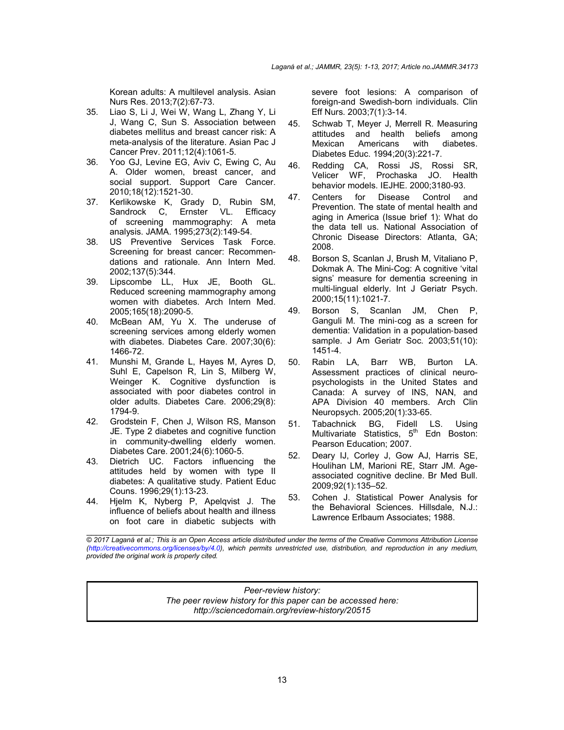Korean adults: A multilevel analysis. Asian Nurs Res. 2013;7(2):67-73.

35. Liao S, Li J, Wei W, Wang L, Zhang Y, Li J, Wang C, Sun S. Association between diabetes mellitus and breast cancer risk: A meta-analysis of the literature. Asian Pac J Cancer Prev. 2011;12(4):1061-5.
36. Yoo GJ, Levine EG, Aviv C, Ewing C, Au A. Older women, breast cancer, and social support. Support Care Cancer. 2010;18(12):1521-30.
37. Kerlikowske K, Grady D, Rubin SM, Sandrock C, Ernster VL. Efficacy of screening mammography: A meta analysis. JAMA. 1995;273(2):149-54.
38. US Preventive Services Task Force. Screening for breast cancer: Recommendations and rationale. Ann Intern Med. 2002;137(5):344.
39. Lipscombe LL, Hux JE, Booth GL. Reduced screening mammography among women with diabetes. Arch Intern Med. 2005;165(18):2090-5.
40. McBean AM, Yu X. The underuse of screening services among elderly women with diabetes. Diabetes Care. 2007;30(6):1466-72.
41. Munshi M, Grande L, Hayes M, Ayres D, Suhl E, Capelson R, Lin S, Milberg W, Weinger K. Cognitive dysfunction is associated with poor diabetes control in older adults. Diabetes Care. 2006;29(8):1794-9.
42. Grodstein F, Chen J, Wilson RS, Manson JE. Type 2 diabetes and cognitive function in community-dwelling elderly women. Diabetes Care. 2001;24(6):1060-5.
43. Dietrich UC. Factors influencing the attitudes held by women with type II diabetes: A qualitative study. Patient Educ Couns. 1996;29(1):13-23.
44. Hjelm K, Nyberg P, Apelqvist J. The influence of beliefs about health and illness on foot care in diabetic subjects with severe foot lesions: A comparison of foreign-and Swedish-born individuals. Clin Eff Nurs. 2003;7(1):3-14.
45. Schwab T, Meyer J, Merrell R. Measuring attitudes and health beliefs among Mexican Americans with diabetes. Diabetes Educ. 1994;20(3):221-7.
46. Redding CA, Rossi JS, Rossi SR, Velicer WF, Prochaska JO. Health behavior models. IEJHE. 2000;3180-93.
47. Centers for Disease Control and Prevention. The state of mental health and aging in America (Issue brief 1): What do the data tell us. National Association of Chronic Disease Directors: Atlanta, GA; 2008.
48. Borson S, Scanlan J, Brush M, Vitaliano P, Dokmak A. The Mini-Cog: A cognitive 'vital signs' measure for dementia screening in multi-lingual elderly. Int J Geriatr Psych. 2000;15(11):1021-7.
49. Borson S, Scanlan JM, Chen P, Ganguli M. The mini-cog as a screen for dementia: Validation in a population-based sample. J Am Geriatr Soc. 2003;51(10):1451-4.
50. Rabin LA, Barr WB, Burton LA. Assessment practices of clinical neuropsychologists in the United States and Canada: A survey of INS, NAN, and APA Division 40 members. Arch Clin Neuropsych. 2005;20(1):33-65.
51. Tabachnick BG, Fidell LS. Using Multivariate Statistics, 5th Edn Boston: Pearson Education; 2007.
52. Deary IJ, Corley J, Gow AJ, Harris SE, Houlihan LM, Marioni RE, Starr JM. Age-associated cognitive decline. Br Med Bull. 2009;92(1):135–52.
53. Cohen J. Statistical Power Analysis for the Behavioral Sciences. Hillsdale, N.J.: Lawrence Erlbaum Associates; 1988.

---

*© 2017 Laganá et al.; This is an Open Access article distributed under the terms of the Creative Commons Attribution License (http://creativecommons.org/licenses/by/4.0), which permits unrestricted use, distribution, and reproduction in any medium, provided the original work is properly cited.*

*Peer-review history:*
*The peer review history for this paper can be accessed here:*
*http://sciencedomain.org/review-history/20515*